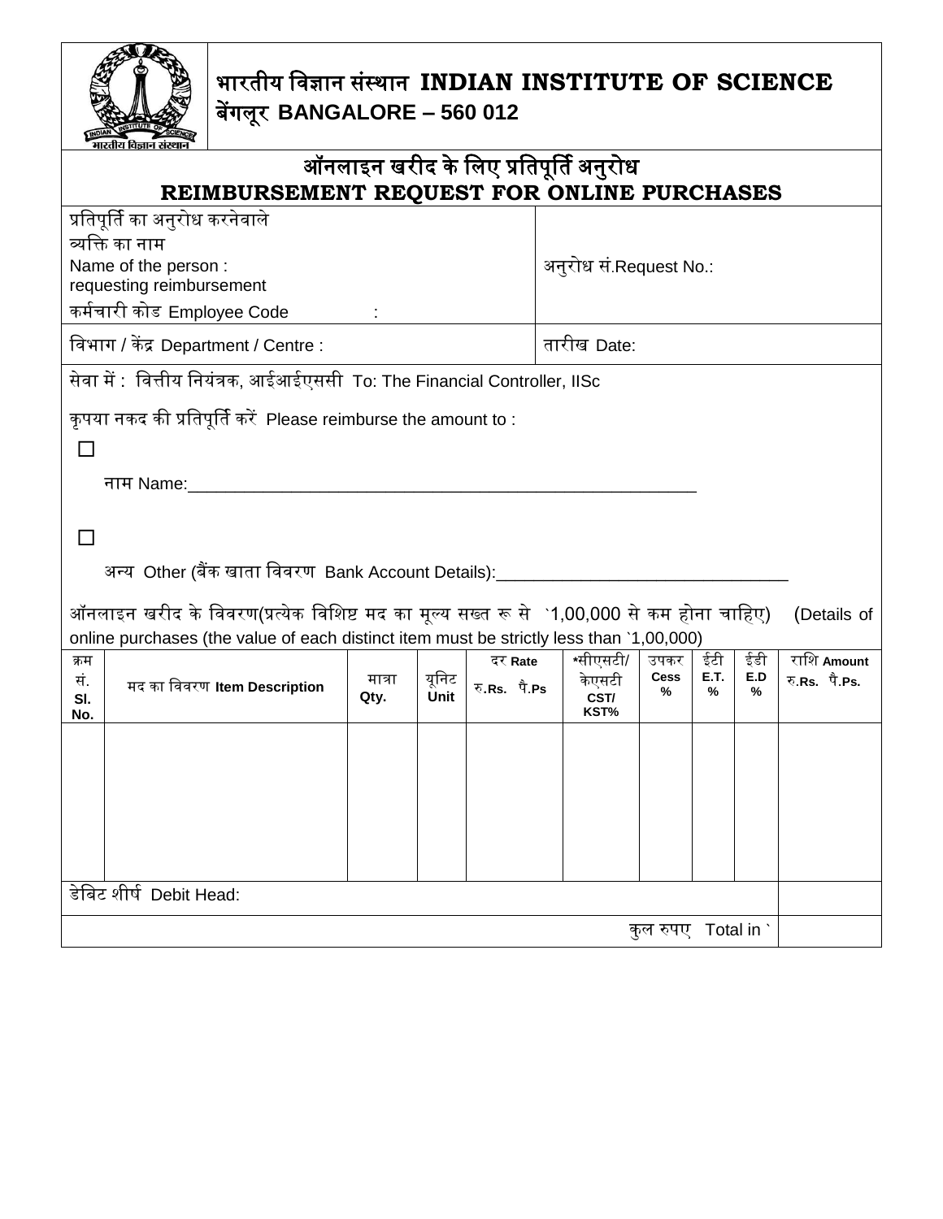# भारतीय विज्ञान संस्थान INDIAN INSTITUTE OF SCIENCE
## बेंगलूर BANGALORE – 560 012

## ऑनलाइन खरीद के लिए प्रतिपूर्ति अनुरोध
## REIMBURSEMENT REQUEST FOR ONLINE PURCHASES

| | |
|---|---|
| प्रतिपूर्ति का अनुरोध करनेवाले व्यक्ति का नाम Name of the person requesting reimbursement : <br> कर्मचारी कोड Employee Code : | अनुरोध सं.Request No.: |
| विभाग / केंद्र Department / Centre : | तारीख Date: |

सेवा में : वित्तीय नियंत्रक, आईआईएससी To: The Financial Controller, IISc

कृपया नकद की प्रतिपूर्ति करें Please reimburse the amount to :

☐ नाम Name:_______________________________________________________

☐ अन्य Other (बैंक खाता विवरण Bank Account Details):______________________________

ऑनलाइन खरीद के विवरण(प्रत्येक विशिष्ट मद का मूल्य सख्त रू से `1,00,000 से कम होना चाहिए) (Details of online purchases (the value of each distinct item must be strictly less than `1,00,000)

| क्रम सं. Sl. No. | मद का विवरण Item Description | मात्रा Qty. | यूनिट Unit | दर Rate रु.Rs. पै.Ps | *सीएसटी/ केएसटी CST/ KST% | उपकर Cess % | ईटी E.T. % | ईडी E.D % | राशि Amount रु.Rs. पै.Ps. |
|---|---|---|---|---|---|---|---|---|---|
| | | | | | | | | | |
| डेबिट शीर्ष Debit Head: | | | | | | | | | |
| | | | | | | | | कुल रुपए Total in ` | |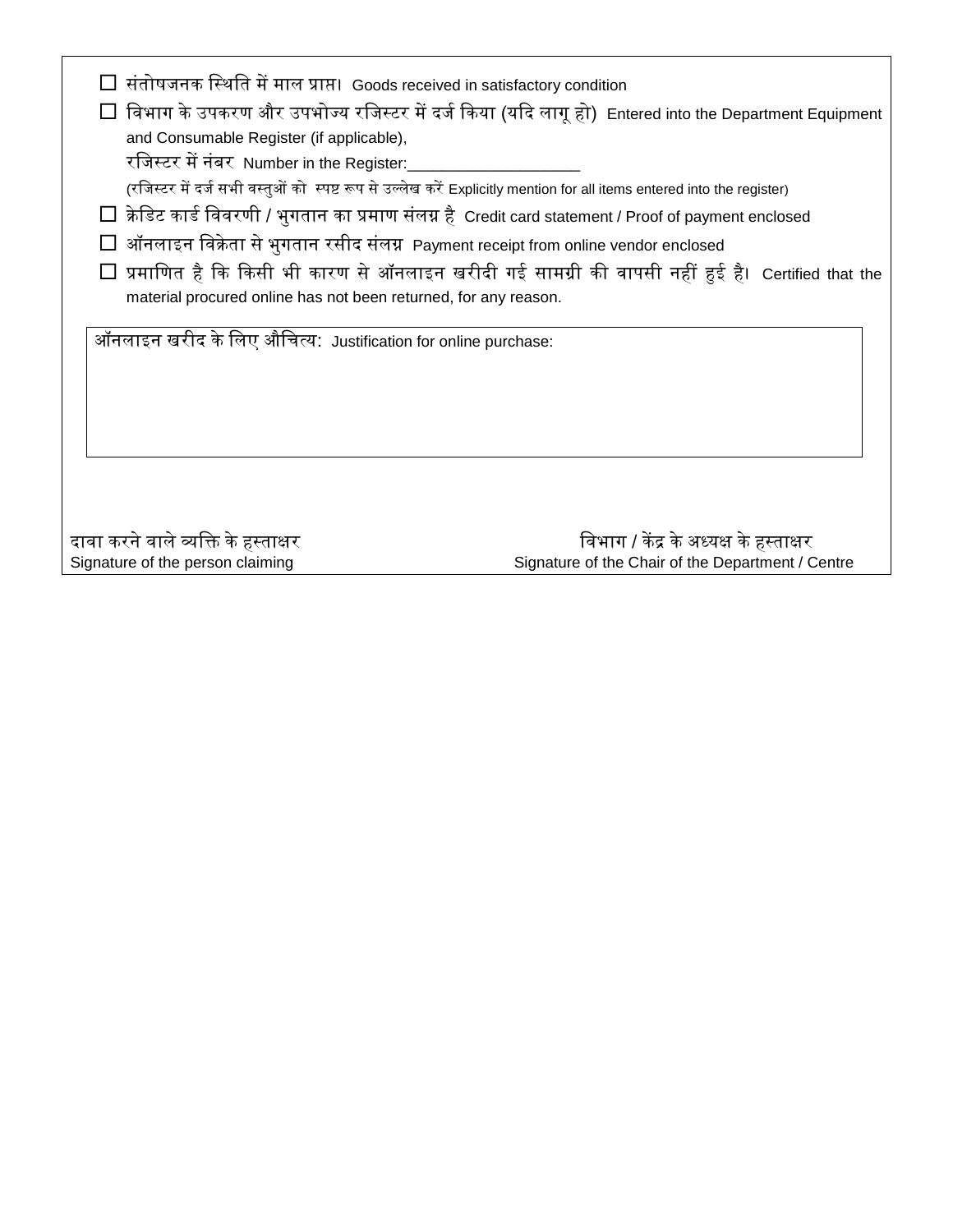- ☐ संतोषजनक स्थिति में माल प्राप्त। Goods received in satisfactory condition
- ☐ विभाग के उपकरण और उपभोज्य रजिस्टर में दर्ज किया (यदि लागू हो) Entered into the Department Equipment and Consumable Register (if applicable),
  रजिस्टर में नंबर Number in the Register:____________________
  (रजिस्टर में दर्ज सभी वस्तुओं को स्पष्ट रूप से उल्लेख करें Explicitly mention for all items entered into the register)
- ☐ क्रेडिट कार्ड विवरणी / भुगतान का प्रमाण संलग्न है Credit card statement / Proof of payment enclosed
- ☐ ऑनलाइन विक्रेता से भुगतान रसीद संलग्न Payment receipt from online vendor enclosed
- ☐ प्रमाणित है कि किसी भी कारण से ऑनलाइन खरीदी गई सामग्री की वापसी नहीं हुई है। Certified that the material procured online has not been returned, for any reason.

ऑनलाइन खरीद के लिए औचित्य: Justification for online purchase:

दावा करने वाले व्यक्ति के हस्ताक्षर
Signature of the person claiming

विभाग / केंद्र के अध्यक्ष के हस्ताक्षर
Signature of the Chair of the Department / Centre